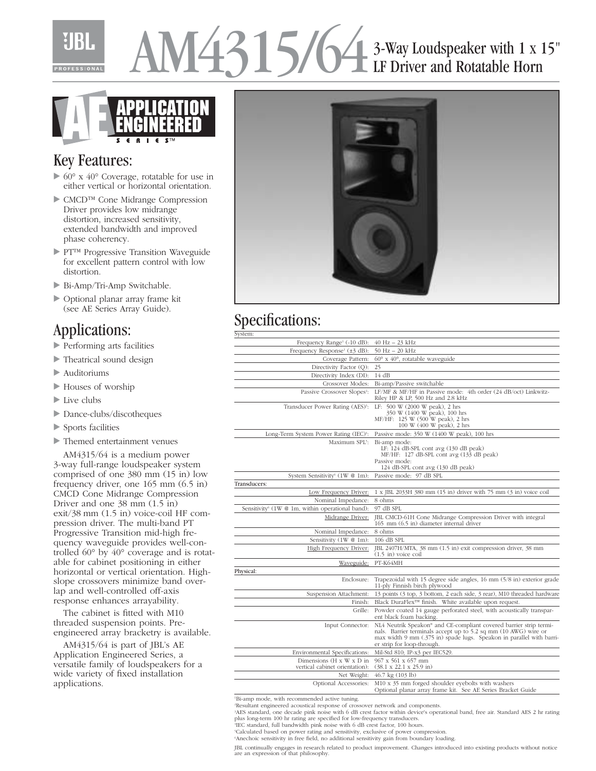# AM4315/64 3-Way Loudspeaker with 1 x 15" LF Driver and Rotatable Horn

APPLICATION ENGINEERED SERIES™

## Key Features:

- 60° x 40° Coverage, rotatable for use in either vertical or horizontal orientation.
- CMCD™ Cone Midrange Compression Driver provides low midrange distortion, increased sensitivity, extended bandwidth and improved phase coherency.
- PT™ Progressive Transition Waveguide for excellent pattern control with low distortion.
- Bi-Amp/Tri-Amp Switchable.
- Optional planar array frame kit (see AE Series Array Guide).

## Applications:

- Performing arts facilities
- Theatrical sound design
- Auditoriums
- Houses of worship
- Live clubs
- Dance-clubs/discotheques
- Sports facilities
- Themed entertainment venues

AM4315/64 is a medium power 3-way full-range loudspeaker system comprised of one 380 mm (15 in) low frequency driver, one 165 mm (6.5 in) CMCD Cone Midrange Compression Driver and one 38 mm (1.5 in) exit/38 mm (1.5 in) voice-coil HF compression driver. The multi-band PT Progressive Transition mid-high frequency waveguide provides well-controlled 60° by 40° coverage and is rotatable for cabinet positioning in either horizontal or vertical orientation. High-slope crossovers minimize band overlap and well-controlled off-axis response enhances arrayability.

The cabinet is fitted with M10 threaded suspension points. Pre-engineered array bracketry is available.

AM4315/64 is part of JBL's AE Application Engineered Series, a versatile family of loudspeakers for a wide variety of fixed installation applications.

## Specifications:

| | |
|---|---|
| **System:** | |
| Frequency Range[1] (-10 dB): | 40 Hz – 23 kHz |
| Frequency Response[1] (±3 dB): | 50 Hz – 20 kHz |
| Coverage Pattern: | 60° x 40°, rotatable waveguide |
| Directivity Factor (Q): | 25 |
| Directivity Index (DI): | 14 dB |
| Crossover Modes: | Bi-amp/Passive switchable |
| Passive Crossover Slopes[2]: | LF/MF & MF/HF in Passive mode: 4th order (24 dB/oct) Linkwitz-Riley HP & LP, 500 Hz and 2.8 kHz |
| Transducer Power Rating (AES)[3]: | LF: 500 W (2000 W peak), 2 hrs<br>350 W (1400 W peak), 100 hrs<br>MF/HF: 125 W (500 W peak), 2 hrs<br>100 W (400 W peak), 2 hrs |
| Long-Term System Power Rating (IEC)[4]: | Passive mode: 350 W (1400 W peak), 100 hrs |
| Maximum SPL[5]: | Bi-amp mode:<br>LF: 124 dB-SPL cont avg (130 dB peak)<br>MF/HF: 127 dB-SPL cont avg (133 dB peak)<br>Passive mode:<br>124 dB-SPL cont avg (130 dB peak) |
| System Sensitivity[6] (1W @ 1m): | Passive mode: 97 dB SPL |
| **Transducers:** | |
| Low Frequency Driver: | 1 x JBL 2033H 380 mm (15 in) driver with 75 mm (3 in) voice coil |
| Nominal Impedance: | 8 ohms |
| Sensitivity[6] (1W @ 1m, within operational band): | 97 dB SPL |
| Midrange Driver: | JBL CMCD-61H Cone Midrange Compression Driver with integral 165 mm (6.5 in) diameter internal driver |
| Nominal Impedance: | 8 ohms |
| Sensitivity (1W @ 1m): | 106 dB SPL |
| High Frequency Driver: | JBL 2407H/MTA, 38 mm (1.5 in) exit compression driver, 38 mm (1.5 in) voice coil |
| Waveguide: | PT-K64MH |
| **Physical:** | |
| Enclosure: | Trapezoidal with 15 degree side angles, 16 mm (5/8 in) exterior grade 11-ply Finnish birch plywood |
| Suspension Attachment: | 13 points (3 top, 3 bottom, 2 each side, 3 rear), M10 threaded hardware |
| Finish: | Black DuraFlex™ finish. White available upon request. |
| Grille: | Powder coated 14 gauge perforated steel, with acoustically transparent black foam backing. |
| Input Connector: | NL4 Neutrik Speakon® and CE-compliant covered barrier strip terminals. Barrier terminals accept up to 5.2 sq mm (10 AWG) wire or max width 9 mm (.375 in) spade lugs. Speakon in parallel with barrier strip for loop-through. |
| Environmental Specifications: | Mil-Std 810; IP-x3 per IEC529. |
| Dimensions (H x W x D in vertical cabinet orientation): | 967 x 561 x 657 mm<br>(38.1 x 22.1 x 25.9 in) |
| Net Weight: | 46.7 kg (103 lb) |
| Optional Accessories: | M10 x 35 mm forged shoulder eyebolts with washers<br>Optional planar array frame kit. See AE Series Bracket Guide |

[1] Bi-amp mode, with recommended active tuning.
[2] Resultant engineered acoustical response of crossover network and components.
[3] AES standard, one decade pink noise with 6 dB crest factor within device's operational band, free air. Standard AES 2 hr rating plus long-term 100 hr rating are specified for low-frequency transducers.
[4] IEC standard, full bandwidth pink noise with 6 dB crest factor, 100 hours.
[5] Calculated based on power rating and sensitivity, exclusive of power compression.
[6] Anechoic sensitivity in free field, no additional sensitivity gain from boundary loading.

JBL continually engages in research related to product improvement. Changes introduced into existing products without notice are an expression of that philosophy.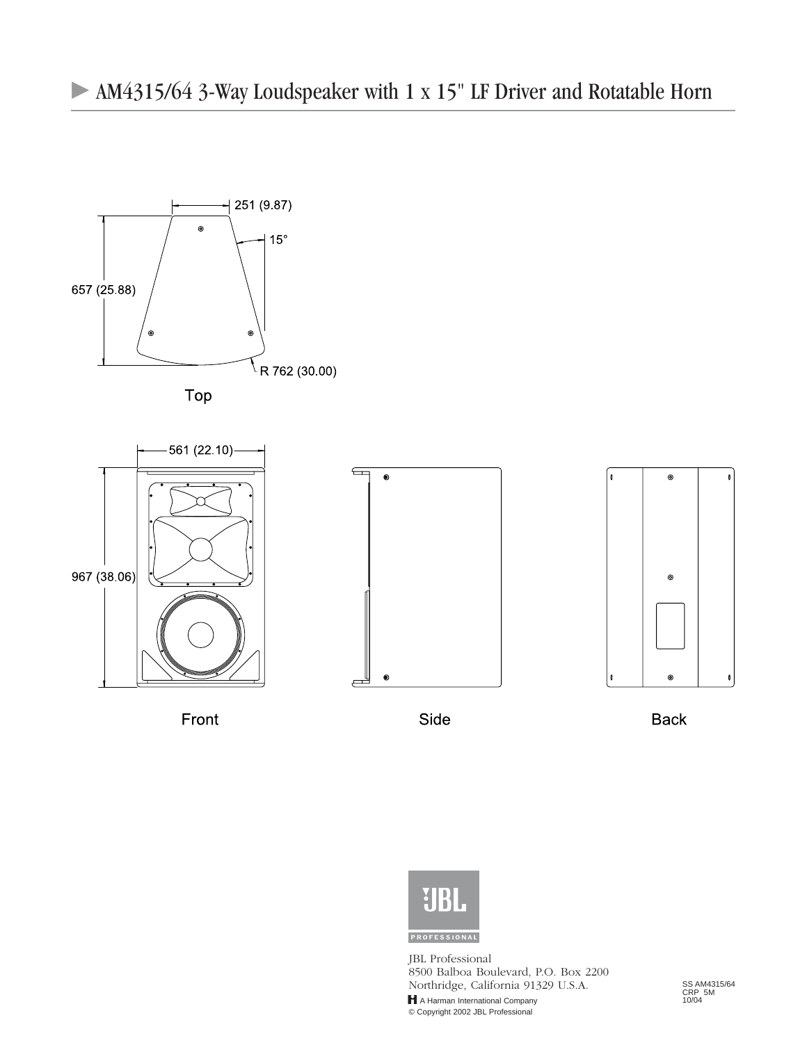# AM4315/64 3-Way Loudspeaker with 1 x 15" LF Driver and Rotatable Horn

251 (9.87)

15°

657 (25.88)

R 762 (30.00)

Top

561 (22.10)

967 (38.06)

Front

Side

Back

JBL Professional
8500 Balboa Boulevard, P.O. Box 2200
Northridge, California 91329 U.S.A.

A Harman International Company

© Copyright 2002 JBL Professional

SS AM4315/64
CRP 5M
10/04